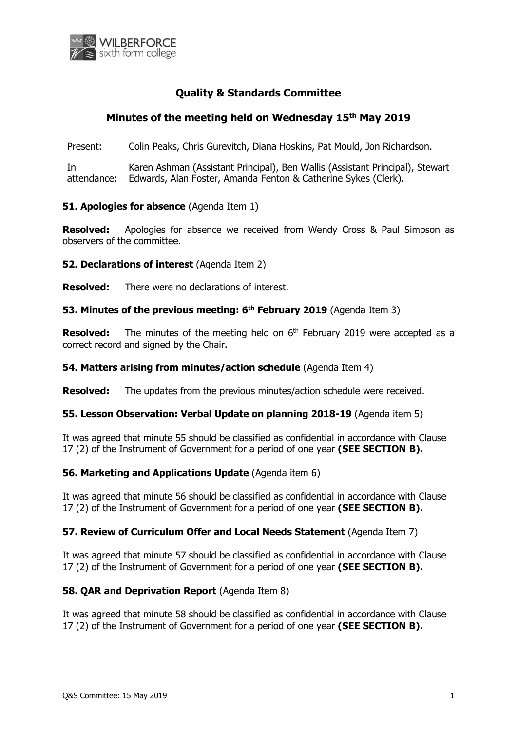WILBERFORCE sixth form college

# Quality & Standards Committee

## Minutes of the meeting held on Wednesday 15th May 2019

| | |
|---|---|
| Present: | Colin Peaks, Chris Gurevitch, Diana Hoskins, Pat Mould, Jon Richardson. |
| In attendance: | Karen Ashman (Assistant Principal), Ben Wallis (Assistant Principal), Stewart Edwards, Alan Foster, Amanda Fenton & Catherine Sykes (Clerk). |

**51. Apologies for absence** (Agenda Item 1)

**Resolved:** Apologies for absence we received from Wendy Cross & Paul Simpson as observers of the committee.

**52. Declarations of interest** (Agenda Item 2)

**Resolved:** There were no declarations of interest.

**53. Minutes of the previous meeting: 6th February 2019** (Agenda Item 3)

**Resolved:** The minutes of the meeting held on 6th February 2019 were accepted as a correct record and signed by the Chair.

**54. Matters arising from minutes/action schedule** (Agenda Item 4)

**Resolved:** The updates from the previous minutes/action schedule were received.

**55. Lesson Observation: Verbal Update on planning 2018-19** (Agenda item 5)

It was agreed that minute 55 should be classified as confidential in accordance with Clause 17 (2) of the Instrument of Government for a period of one year **(SEE SECTION B).**

**56. Marketing and Applications Update** (Agenda item 6)

It was agreed that minute 56 should be classified as confidential in accordance with Clause 17 (2) of the Instrument of Government for a period of one year **(SEE SECTION B).**

**57. Review of Curriculum Offer and Local Needs Statement** (Agenda Item 7)

It was agreed that minute 57 should be classified as confidential in accordance with Clause 17 (2) of the Instrument of Government for a period of one year **(SEE SECTION B).**

**58. QAR and Deprivation Report** (Agenda Item 8)

It was agreed that minute 58 should be classified as confidential in accordance with Clause 17 (2) of the Instrument of Government for a period of one year **(SEE SECTION B).**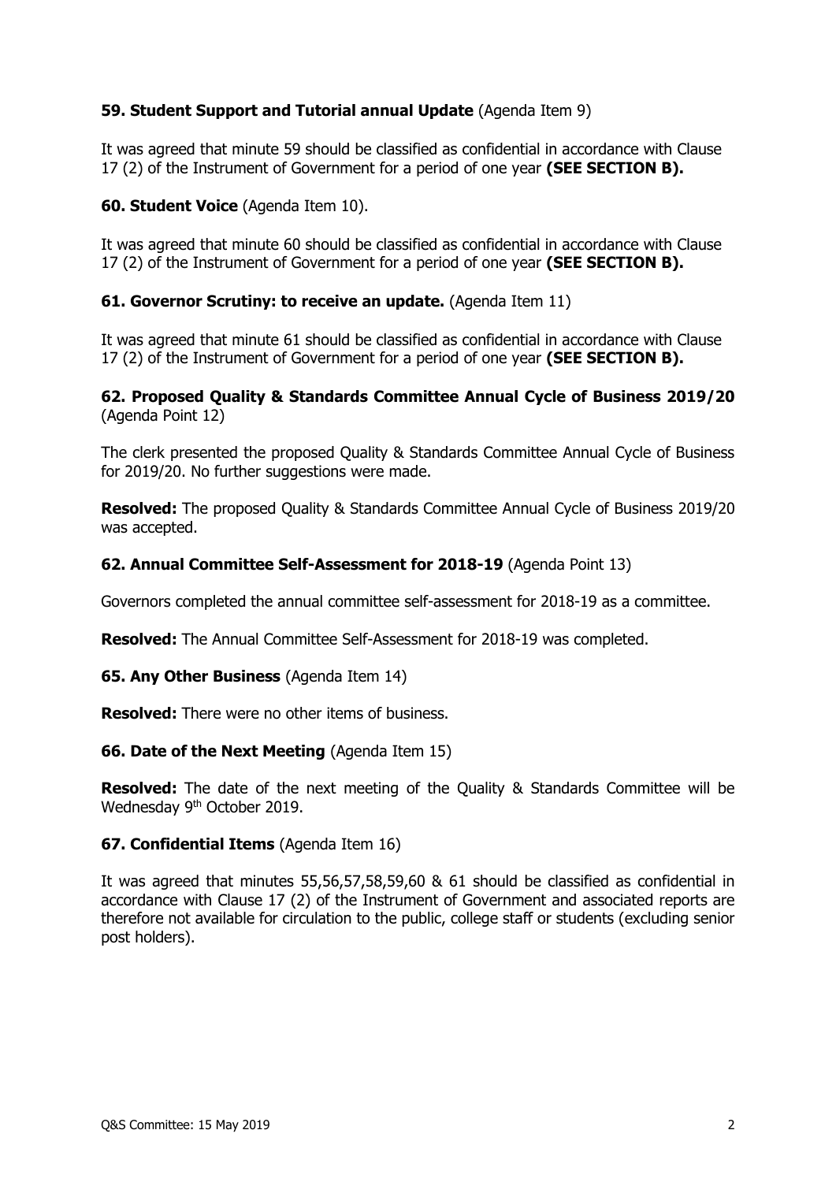**59. Student Support and Tutorial annual Update** (Agenda Item 9)

It was agreed that minute 59 should be classified as confidential in accordance with Clause 17 (2) of the Instrument of Government for a period of one year **(SEE SECTION B).**

**60. Student Voice** (Agenda Item 10).

It was agreed that minute 60 should be classified as confidential in accordance with Clause 17 (2) of the Instrument of Government for a period of one year **(SEE SECTION B).**

**61. Governor Scrutiny: to receive an update.** (Agenda Item 11)

It was agreed that minute 61 should be classified as confidential in accordance with Clause 17 (2) of the Instrument of Government for a period of one year **(SEE SECTION B).**

**62. Proposed Quality & Standards Committee Annual Cycle of Business 2019/20** (Agenda Point 12)

The clerk presented the proposed Quality & Standards Committee Annual Cycle of Business for 2019/20. No further suggestions were made.

**Resolved:** The proposed Quality & Standards Committee Annual Cycle of Business 2019/20 was accepted.

**62. Annual Committee Self-Assessment for 2018-19** (Agenda Point 13)

Governors completed the annual committee self-assessment for 2018-19 as a committee.

**Resolved:** The Annual Committee Self-Assessment for 2018-19 was completed.

**65. Any Other Business** (Agenda Item 14)

**Resolved:** There were no other items of business.

**66. Date of the Next Meeting** (Agenda Item 15)

**Resolved:** The date of the next meeting of the Quality & Standards Committee will be Wednesday 9th October 2019.

**67. Confidential Items** (Agenda Item 16)

It was agreed that minutes 55,56,57,58,59,60 & 61 should be classified as confidential in accordance with Clause 17 (2) of the Instrument of Government and associated reports are therefore not available for circulation to the public, college staff or students (excluding senior post holders).